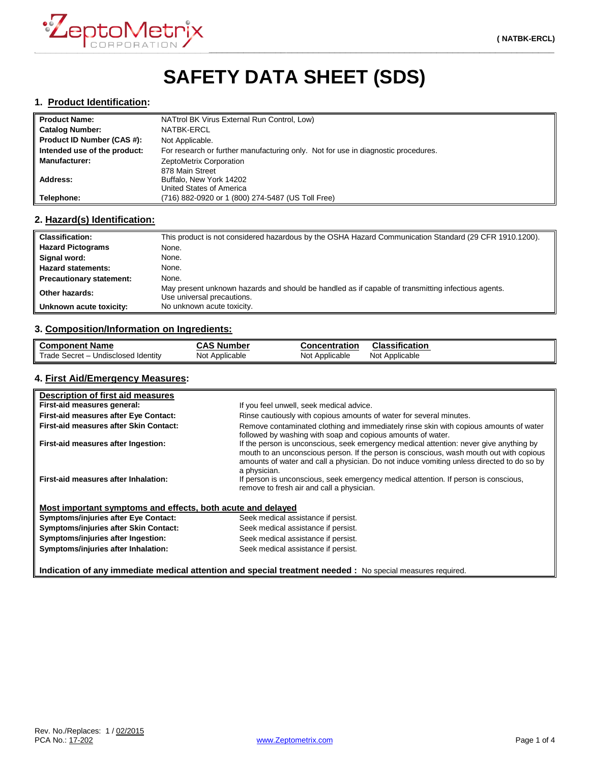( NATBK-ERCL)

# SAFETY DATA SHEET (SDS)

## 1. Product Identification:

| | |
|---|---|
| **Product Name:** | NATtrol BK Virus External Run Control, Low) |
| **Catalog Number:** | NATBK-ERCL |
| **Product ID Number (CAS #):** | Not Applicable. |
| **Intended use of the product:** | For research or further manufacturing only. Not for use in diagnostic procedures. |
| **Manufacturer:** | ZeptoMetrix Corporation |
| **Address:** | 878 Main Street<br>Buffalo, New York 14202<br>United States of America |
| **Telephone:** | (716) 882-0920 or 1 (800) 274-5487 (US Toll Free) |

## 2. Hazard(s) Identification:

| | |
|---|---|
| **Classification:** | This product is not considered hazardous by the OSHA Hazard Communication Standard (29 CFR 1910.1200). |
| **Hazard Pictograms** | None. |
| **Signal word:** | None. |
| **Hazard statements:** | None. |
| **Precautionary statement:** | None. |
| **Other hazards:** | May present unknown hazards and should be handled as if capable of transmitting infectious agents. Use universal precautions. |
| **Unknown acute toxicity:** | No unknown acute toxicity. |

## 3. Composition/Information on Ingredients:

| Component Name | CAS Number | Concentration | Classification |
|---|---|---|---|
| Trade Secret – Undisclosed Identity | Not Applicable | Not Applicable | Not Applicable |

## 4. First Aid/Emergency Measures:

**Description of first aid measures**

| | |
|---|---|
| **First-aid measures general:** | If you feel unwell, seek medical advice. |
| **First-aid measures after Eye Contact:** | Rinse cautiously with copious amounts of water for several minutes. |
| **First-aid measures after Skin Contact:** | Remove contaminated clothing and immediately rinse skin with copious amounts of water followed by washing with soap and copious amounts of water. |
| **First-aid measures after Ingestion:** | If the person is unconscious, seek emergency medical attention: never give anything by mouth to an unconscious person. If the person is conscious, wash mouth out with copious amounts of water and call a physician. Do not induce vomiting unless directed to do so by a physician. |
| **First-aid measures after Inhalation:** | If person is unconscious, seek emergency medical attention. If person is conscious, remove to fresh air and call a physician. |

**Most important symptoms and effects, both acute and delayed**

| | |
|---|---|
| **Symptoms/injuries after Eye Contact:** | Seek medical assistance if persist. |
| **Symptoms/injuries after Skin Contact:** | Seek medical assistance if persist. |
| **Symptoms/injuries after Ingestion:** | Seek medical assistance if persist. |
| **Symptoms/injuries after Inhalation:** | Seek medical assistance if persist. |

**Indication of any immediate medical attention and special treatment needed :** No special measures required.

Rev. No./Replaces: 1 / 02/2015
PCA No.: 17-202
www.Zeptometrix.com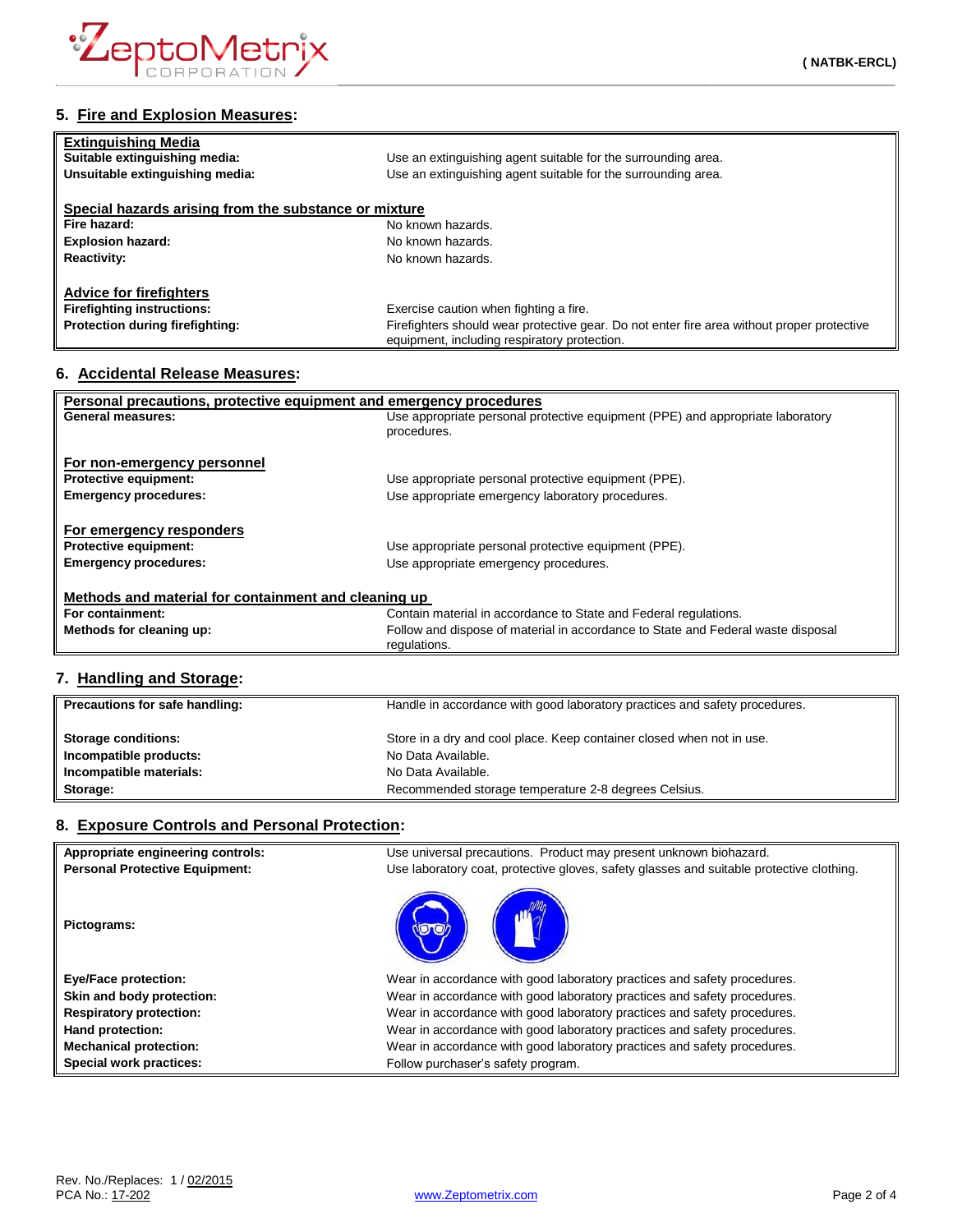## 5. Fire and Explosion Measures:

| **Extinguishing Media** | |
|---|---|
| **Suitable extinguishing media:** | Use an extinguishing agent suitable for the surrounding area. |
| **Unsuitable extinguishing media:** | Use an extinguishing agent suitable for the surrounding area. |
| **Special hazards arising from the substance or mixture** | |
| **Fire hazard:** | No known hazards. |
| **Explosion hazard:** | No known hazards. |
| **Reactivity:** | No known hazards. |
| **Advice for firefighters** | |
| **Firefighting instructions:** | Exercise caution when fighting a fire. |
| **Protection during firefighting:** | Firefighters should wear protective gear. Do not enter fire area without proper protective equipment, including respiratory protection. |

## 6. Accidental Release Measures:

| **Personal precautions, protective equipment and emergency procedures** | |
|---|---|
| **General measures:** | Use appropriate personal protective equipment (PPE) and appropriate laboratory procedures. |
| **For non-emergency personnel** | |
| **Protective equipment:** | Use appropriate personal protective equipment (PPE). |
| **Emergency procedures:** | Use appropriate emergency laboratory procedures. |
| **For emergency responders** | |
| **Protective equipment:** | Use appropriate personal protective equipment (PPE). |
| **Emergency procedures:** | Use appropriate emergency procedures. |
| **Methods and material for containment and cleaning up** | |
| **For containment:** | Contain material in accordance to State and Federal regulations. |
| **Methods for cleaning up:** | Follow and dispose of material in accordance to State and Federal waste disposal regulations. |

## 7. Handling and Storage:

| **Precautions for safe handling:** | Handle in accordance with good laboratory practices and safety procedures. |
|---|---|
| **Storage conditions:** | Store in a dry and cool place. Keep container closed when not in use. |
| **Incompatible products:** | No Data Available. |
| **Incompatible materials:** | No Data Available. |
| **Storage:** | Recommended storage temperature 2-8 degrees Celsius. |

## 8. Exposure Controls and Personal Protection:

| **Appropriate engineering controls:** | Use universal precautions. Product may present unknown biohazard. |
|---|---|
| **Personal Protective Equipment:** | Use laboratory coat, protective gloves, safety glasses and suitable protective clothing. |
| **Pictograms:** | |
| **Eye/Face protection:** | Wear in accordance with good laboratory practices and safety procedures. |
| **Skin and body protection:** | Wear in accordance with good laboratory practices and safety procedures. |
| **Respiratory protection:** | Wear in accordance with good laboratory practices and safety procedures. |
| **Hand protection:** | Wear in accordance with good laboratory practices and safety procedures. |
| **Mechanical protection:** | Wear in accordance with good laboratory practices and safety procedures. |
| **Special work practices:** | Follow purchaser's safety program. |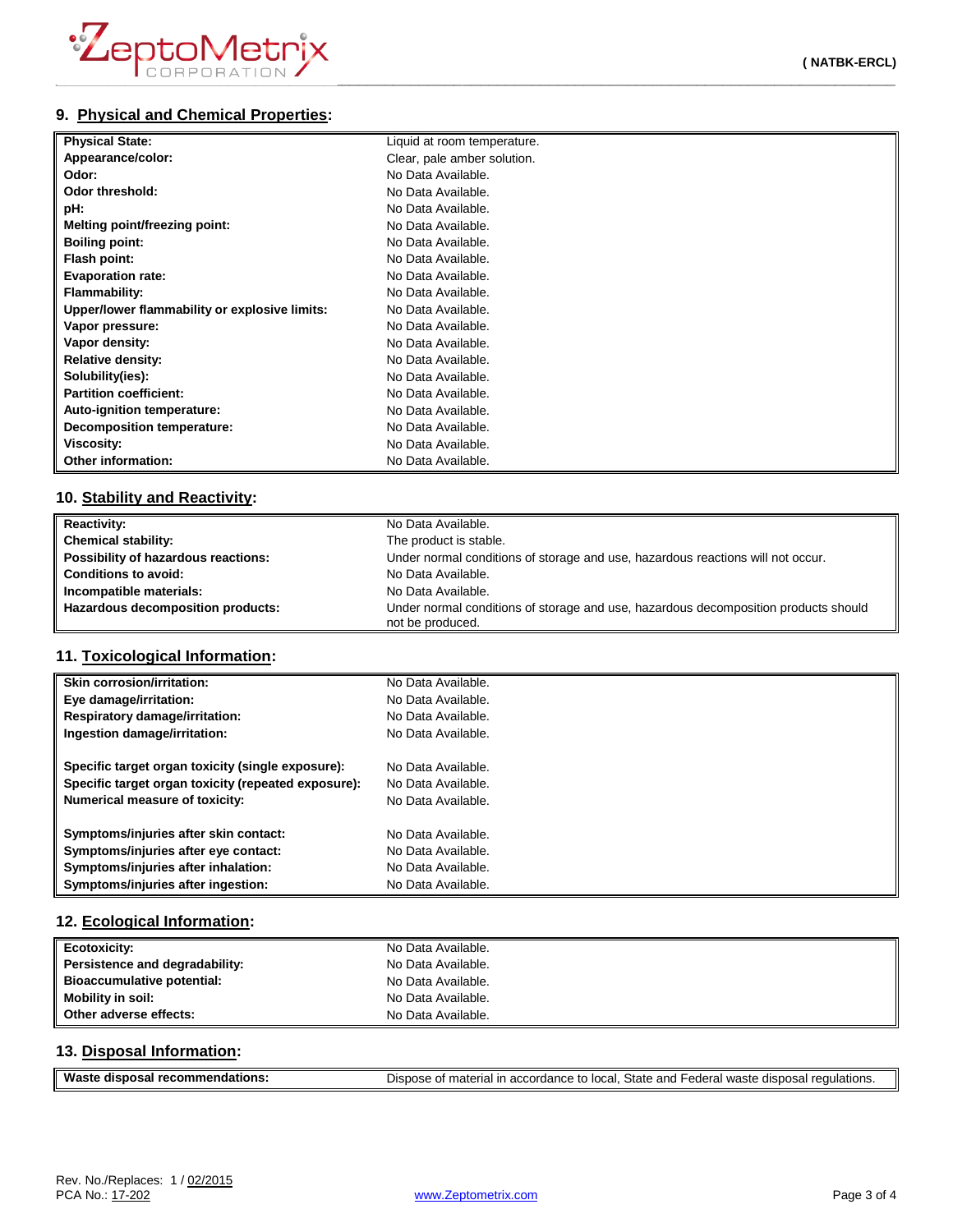## 9. Physical and Chemical Properties:

| | |
|---|---|
| **Physical State:** | Liquid at room temperature. |
| **Appearance/color:** | Clear, pale amber solution. |
| **Odor:** | No Data Available. |
| **Odor threshold:** | No Data Available. |
| **pH:** | No Data Available. |
| **Melting point/freezing point:** | No Data Available. |
| **Boiling point:** | No Data Available. |
| **Flash point:** | No Data Available. |
| **Evaporation rate:** | No Data Available. |
| **Flammability:** | No Data Available. |
| **Upper/lower flammability or explosive limits:** | No Data Available. |
| **Vapor pressure:** | No Data Available. |
| **Vapor density:** | No Data Available. |
| **Relative density:** | No Data Available. |
| **Solubility(ies):** | No Data Available. |
| **Partition coefficient:** | No Data Available. |
| **Auto-ignition temperature:** | No Data Available. |
| **Decomposition temperature:** | No Data Available. |
| **Viscosity:** | No Data Available. |
| **Other information:** | No Data Available. |

## 10. Stability and Reactivity:

| | |
|---|---|
| **Reactivity:** | No Data Available. |
| **Chemical stability:** | The product is stable. |
| **Possibility of hazardous reactions:** | Under normal conditions of storage and use, hazardous reactions will not occur. |
| **Conditions to avoid:** | No Data Available. |
| **Incompatible materials:** | No Data Available. |
| **Hazardous decomposition products:** | Under normal conditions of storage and use, hazardous decomposition products should not be produced. |

## 11. Toxicological Information:

| | |
|---|---|
| **Skin corrosion/irritation:** | No Data Available. |
| **Eye damage/irritation:** | No Data Available. |
| **Respiratory damage/irritation:** | No Data Available. |
| **Ingestion damage/irritation:** | No Data Available. |
| **Specific target organ toxicity (single exposure):** | No Data Available. |
| **Specific target organ toxicity (repeated exposure):** | No Data Available. |
| **Numerical measure of toxicity:** | No Data Available. |
| **Symptoms/injuries after skin contact:** | No Data Available. |
| **Symptoms/injuries after eye contact:** | No Data Available. |
| **Symptoms/injuries after inhalation:** | No Data Available. |
| **Symptoms/injuries after ingestion:** | No Data Available. |

## 12. Ecological Information:

| | |
|---|---|
| **Ecotoxicity:** | No Data Available. |
| **Persistence and degradability:** | No Data Available. |
| **Bioaccumulative potential:** | No Data Available. |
| **Mobility in soil:** | No Data Available. |
| **Other adverse effects:** | No Data Available. |

## 13. Disposal Information:

| | |
|---|---|
| **Waste disposal recommendations:** | Dispose of material in accordance to local, State and Federal waste disposal regulations. |

Rev. No./Replaces: 1 / 02/2015
PCA No.: 17-202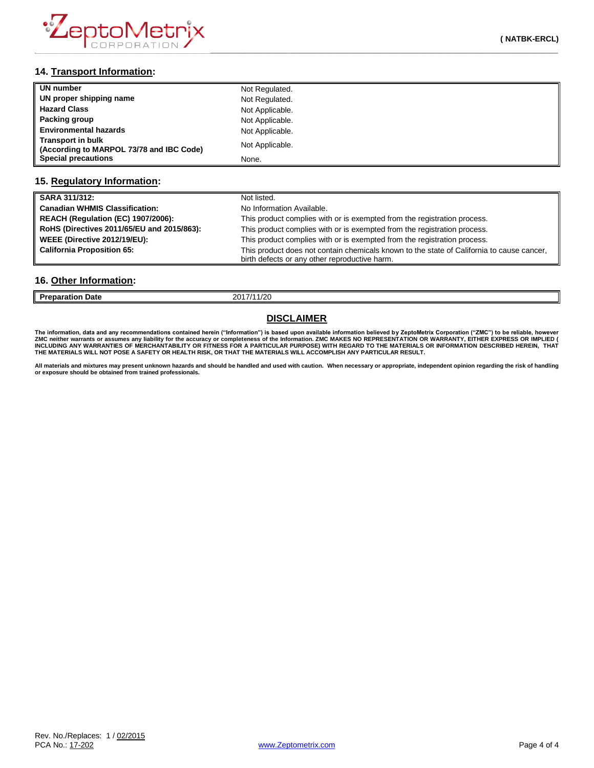## 14. Transport Information:

| | |
|---|---|
| **UN number** | Not Regulated. |
| **UN proper shipping name** | Not Regulated. |
| **Hazard Class** | Not Applicable. |
| **Packing group** | Not Applicable. |
| **Environmental hazards** | Not Applicable. |
| **Transport in bulk (According to MARPOL 73/78 and IBC Code)** | Not Applicable. |
| **Special precautions** | None. |

## 15. Regulatory Information:

| | |
|---|---|
| **SARA 311/312:** | Not listed. |
| **Canadian WHMIS Classification:** | No Information Available. |
| **REACH (Regulation (EC) 1907/2006):** | This product complies with or is exempted from the registration process. |
| **RoHS (Directives 2011/65/EU and 2015/863):** | This product complies with or is exempted from the registration process. |
| **WEEE (Directive 2012/19/EU):** | This product complies with or is exempted from the registration process. |
| **California Proposition 65:** | This product does not contain chemicals known to the state of California to cause cancer, birth defects or any other reproductive harm. |

## 16. Other Information:

| | |
|---|---|
| **Preparation Date** | 2017/11/20 |

## DISCLAIMER

**The information, data and any recommendations contained herein ("Information") is based upon available information believed by ZeptoMetrix Corporation ("ZMC") to be reliable, however ZMC neither warrants or assumes any liability for the accuracy or completeness of the Information. ZMC MAKES NO REPRESENTATION OR WARRANTY, EITHER EXPRESS OR IMPLIED ( INCLUDING ANY WARRANTIES OF MERCHANTABILITY OR FITNESS FOR A PARTICULAR PURPOSE) WITH REGARD TO THE MATERIALS OR INFORMATION DESCRIBED HEREIN, THAT THE MATERIALS WILL NOT POSE A SAFETY OR HEALTH RISK, OR THAT THE MATERIALS WILL ACCOMPLISH ANY PARTICULAR RESULT.**

**All materials and mixtures may present unknown hazards and should be handled and used with caution. When necessary or appropriate, independent opinion regarding the risk of handling or exposure should be obtained from trained professionals.**

Rev. No./Replaces: 1 / 02/2015
PCA No.: 17-202